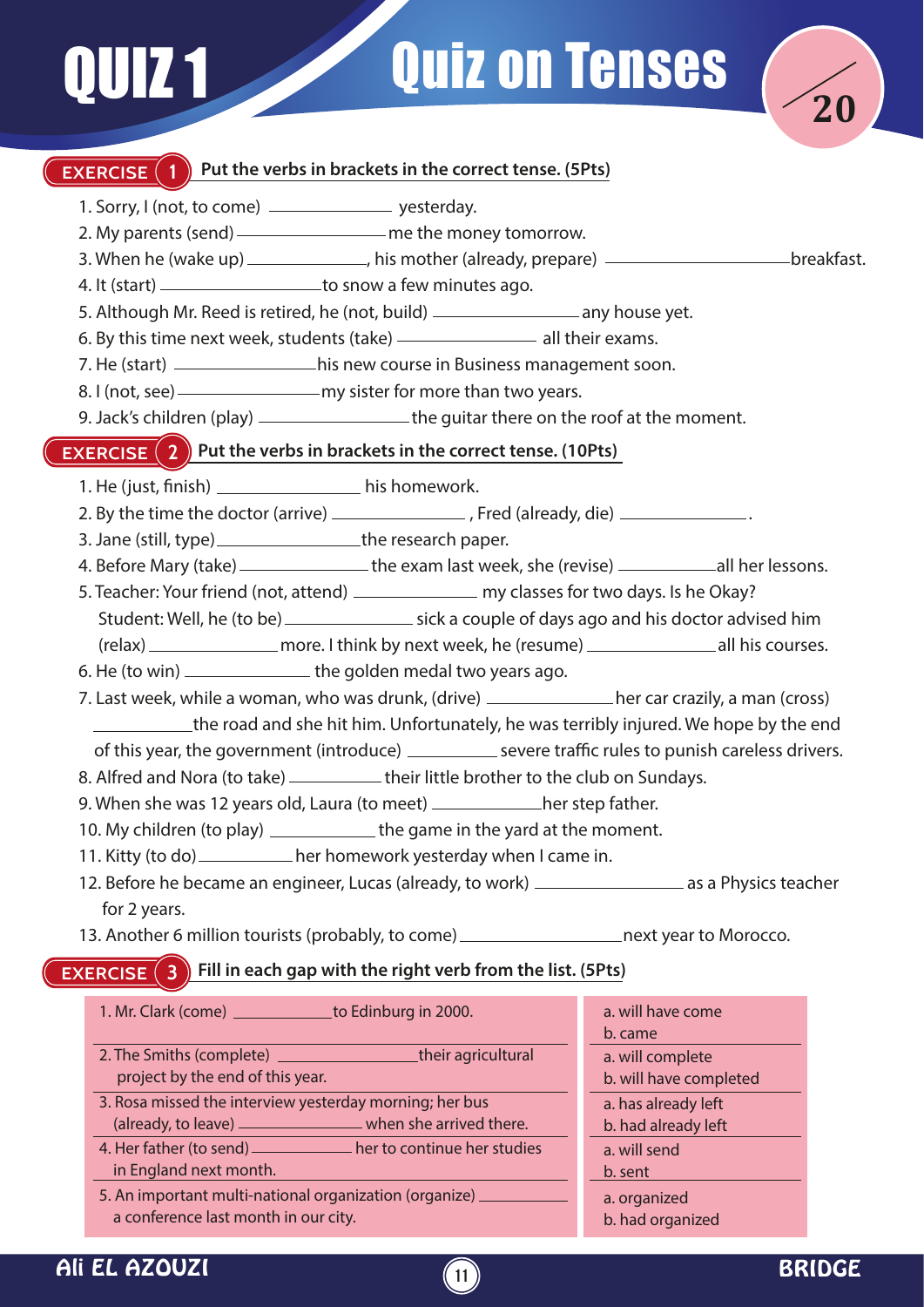# QUIZ 1 — Quiz on Tenses

/20

## EXERCISE 1 — Put the verbs in brackets in the correct tense. (5Pts)

1. Sorry, I (not, to come) ____________ yesterday.
2. My parents (send) ____________ me the money tomorrow.
3. When he (wake up) ____________, his mother (already, prepare) ____________ breakfast.
4. It (start) ____________ to snow a few minutes ago.
5. Although Mr. Reed is retired, he (not, build) ____________ any house yet.
6. By this time next week, students (take) ____________ all their exams.
7. He (start) ____________ his new course in Business management soon.
8. I (not, see) ____________ my sister for more than two years.
9. Jack's children (play) ____________ the guitar there on the roof at the moment.

## EXERCISE 2 — Put the verbs in brackets in the correct tense. (10Pts)

1. He (just, finish) ____________ his homework.
2. By the time the doctor (arrive) ____________ , Fred (already, die) ____________.
3. Jane (still, type) ____________ the research paper.
4. Before Mary (take) ____________ the exam last week, she (revise) ____________ all her lessons.
5. Teacher: Your friend (not, attend) ____________ my classes for two days. Is he Okay?
   Student: Well, he (to be) ____________ sick a couple of days ago and his doctor advised him (relax) ____________ more. I think by next week, he (resume) ____________ all his courses.
6. He (to win) ____________ the golden medal two years ago.
7. Last week, while a woman, who was drunk, (drive) ____________ her car crazily, a man (cross) ____________ the road and she hit him. Unfortunately, he was terribly injured. We hope by the end of this year, the government (introduce) ____________ severe traffic rules to punish careless drivers.
8. Alfred and Nora (to take) ____________ their little brother to the club on Sundays.
9. When she was 12 years old, Laura (to meet) ____________ her step father.
10. My children (to play) ____________ the game in the yard at the moment.
11. Kitty (to do) ____________ her homework yesterday when I came in.
12. Before he became an engineer, Lucas (already, to work) ____________ as a Physics teacher for 2 years.
13. Another 6 million tourists (probably, to come) ____________ next year to Morocco.

## EXERCISE 3 — Fill in each gap with the right verb from the list. (5Pts)

| Sentence | Options |
|---|---|
| 1. Mr. Clark (come) ____________ to Edinburg in 2000. | a. will have come<br>b. came |
| 2. The Smiths (complete) ____________ their agricultural project by the end of this year. | a. will complete<br>b. will have completed |
| 3. Rosa missed the interview yesterday morning; her bus (already, to leave) ____________ when she arrived there. | a. has already left<br>b. had already left |
| 4. Her father (to send) ____________ her to continue her studies in England next month. | a. will send<br>b. sent |
| 5. An important multi-national organization (organize) ____________ a conference last month in our city. | a. organized<br>b. had organized |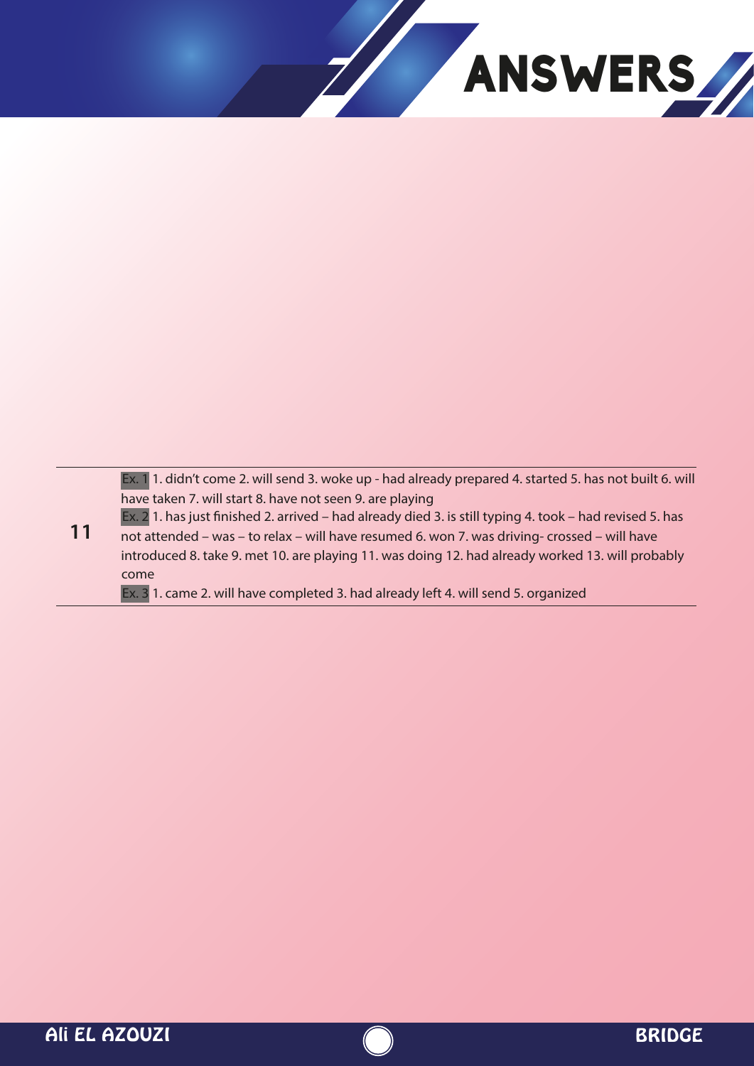# ANSWERS

| | |
|---|---|
| 11 | Ex. 1 1. didn't come 2. will send 3. woke up - had already prepared 4. started 5. has not built 6. will have taken 7. will start 8. have not seen 9. are playing<br>Ex. 2 1. has just finished 2. arrived – had already died 3. is still typing 4. took – had revised 5. has not attended – was – to relax – will have resumed 6. won 7. was driving- crossed – will have introduced 8. take 9. met 10. are playing 11. was doing 12. had already worked 13. will probably come<br>Ex. 3 1. came 2. will have completed 3. had already left 4. will send 5. organized |

Ali EL AZOUZI BRIDGE